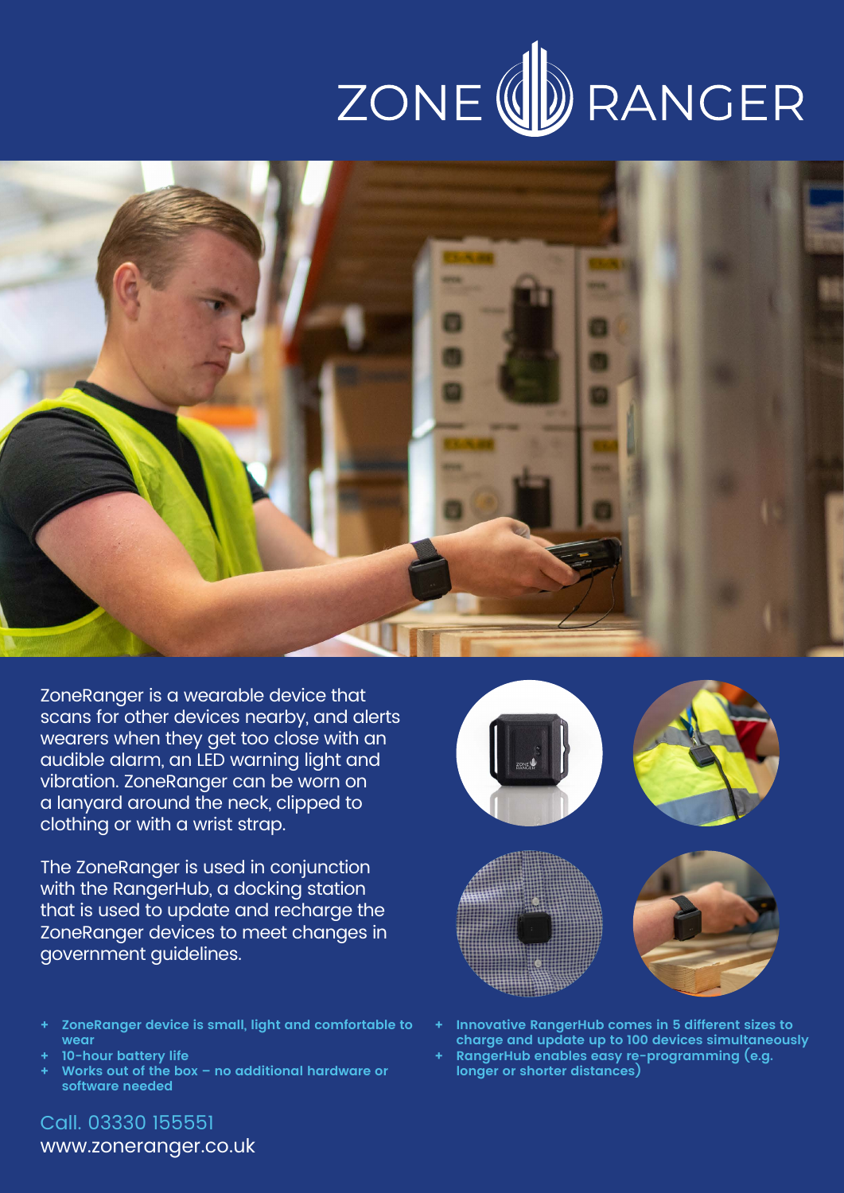# ZONE RANGER

ZoneRanger is a wearable device that scans for other devices nearby, and alerts wearers when they get too close with an audible alarm, an LED warning light and vibration. ZoneRanger can be worn on a lanyard around the neck, clipped to clothing or with a wrist strap.

The ZoneRanger is used in conjunction with the RangerHub, a docking station that is used to update and recharge the ZoneRanger devices to meet changes in government guidelines.

- **ZoneRanger device is small, light and comfortable to wear**
- **10-hour battery life**
- **Works out of the box – no additional hardware or software needed**
- **Innovative RangerHub comes in 5 different sizes to charge and update up to 100 devices simultaneously**
- **RangerHub enables easy re-programming (e.g. longer or shorter distances)**

Call. 03330 155551
www.zoneranger.co.uk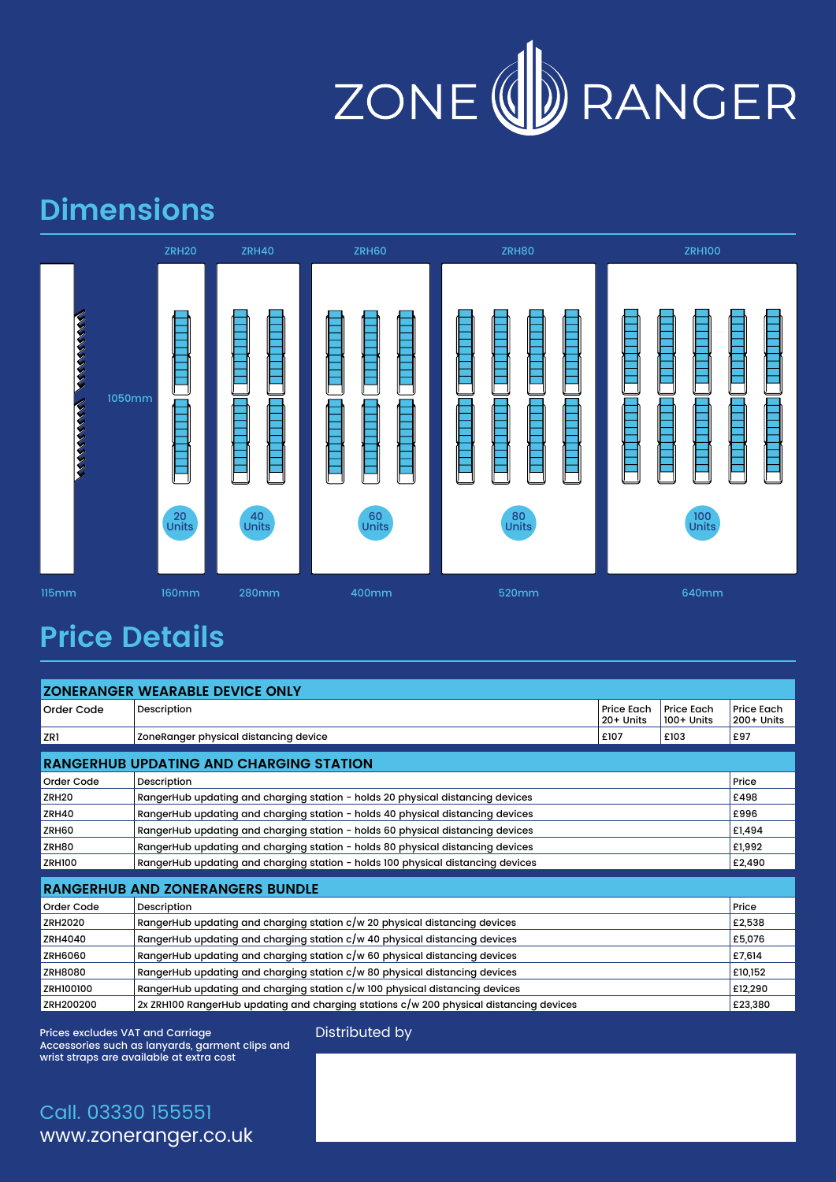ZONE RANGER

## Dimensions

ZRH20 ZRH40 ZRH60 ZRH80 ZRH100

1050mm

20 Units
40 Units
60 Units
80 Units
100 Units

115mm 160mm 280mm 400mm 520mm 640mm

## Price Details

**ZONERANGER WEARABLE DEVICE ONLY**

| Order Code | Description | Price Each 20+ Units | Price Each 100+ Units | Price Each 200+ Units |
|---|---|---|---|---|
| ZR1 | ZoneRanger physical distancing device | £107 | £103 | £97 |

**RANGERHUB UPDATING AND CHARGING STATION**

| Order Code | Description | Price |
|---|---|---|
| ZRH20 | RangerHub updating and charging station - holds 20 physical distancing devices | £498 |
| ZRH40 | RangerHub updating and charging station - holds 40 physical distancing devices | £996 |
| ZRH60 | RangerHub updating and charging station - holds 60 physical distancing devices | £1,494 |
| ZRH80 | RangerHub updating and charging station - holds 80 physical distancing devices | £1,992 |
| ZRH100 | RangerHub updating and charging station - holds 100 physical distancing devices | £2,490 |

**RANGERHUB AND ZONERANGERS BUNDLE**

| Order Code | Description | Price |
|---|---|---|
| ZRH2020 | RangerHub updating and charging station c/w 20 physical distancing devices | £2,538 |
| ZRH4040 | RangerHub updating and charging station c/w 40 physical distancing devices | £5,076 |
| ZRH6060 | RangerHub updating and charging station c/w 60 physical distancing devices | £7,614 |
| ZRH8080 | RangerHub updating and charging station c/w 80 physical distancing devices | £10,152 |
| ZRH100100 | RangerHub updating and charging station c/w 100 physical distancing devices | £12,290 |
| ZRH200200 | 2x ZRH100 RangerHub updating and charging stations c/w 200 physical distancing devices | £23,380 |

Prices excludes VAT and Carriage
Accessories such as lanyards, garment clips and wrist straps are available at extra cost

Distributed by

Call. 03330 155551
www.zoneranger.co.uk